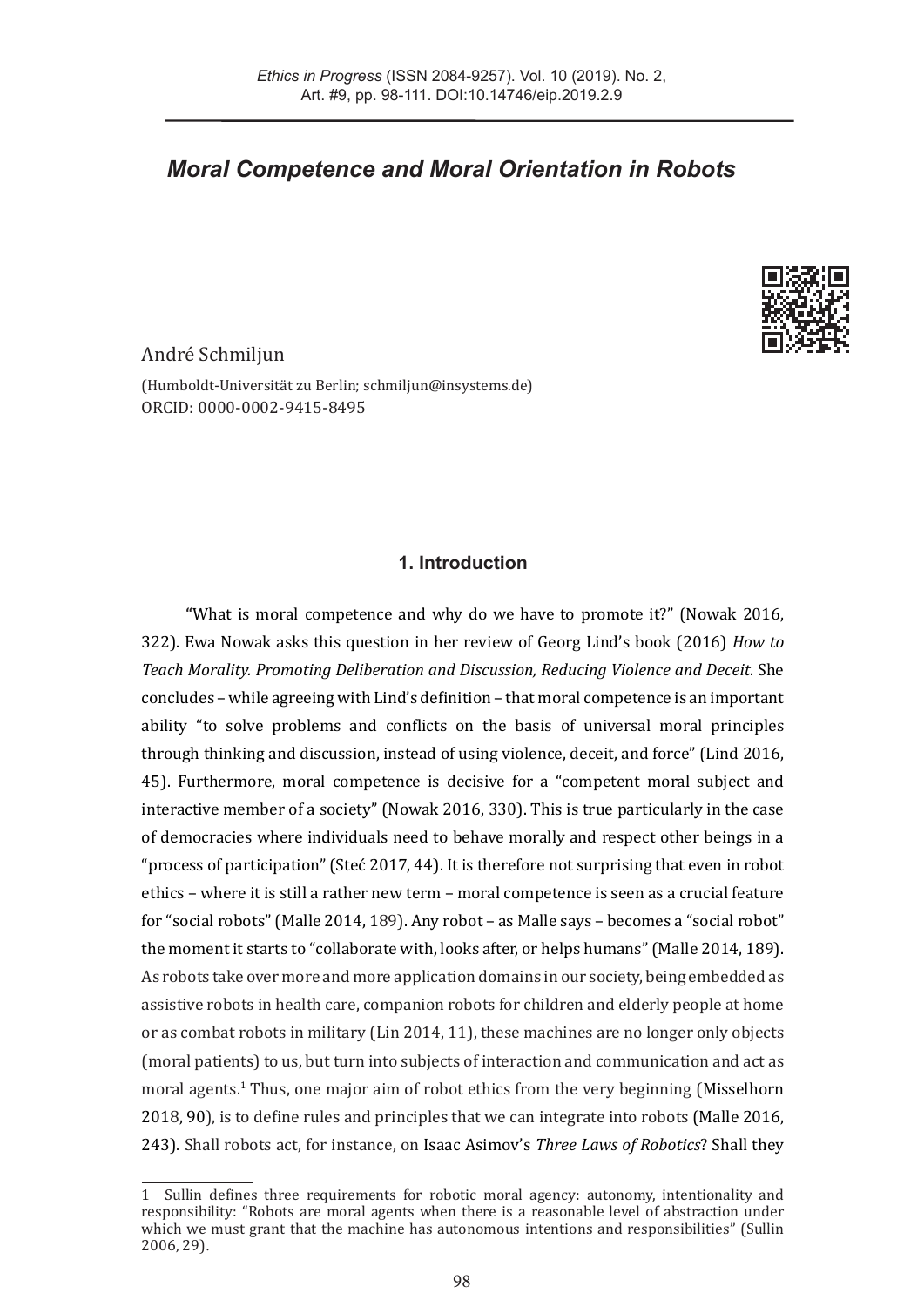# *Moral Competence and Moral Orientation in Robots*

André Schmiljun

(Humboldt-Universität zu Berlin; schmiljun@insystems.de)
ORCID: 0000-0002-9415-8495

## 1. Introduction

"What is moral competence and why do we have to promote it?" (Nowak 2016, 322). Ewa Nowak asks this question in her review of Georg Lind's book (2016) *How to Teach Morality. Promoting Deliberation and Discussion, Reducing Violence and Deceit*. She concludes – while agreeing with Lind's definition – that moral competence is an important ability "to solve problems and conflicts on the basis of universal moral principles through thinking and discussion, instead of using violence, deceit, and force" (Lind 2016, 45). Furthermore, moral competence is decisive for a "competent moral subject and interactive member of a society" (Nowak 2016, 330). This is true particularly in the case of democracies where individuals need to behave morally and respect other beings in a "process of participation" (Steć 2017, 44). It is therefore not surprising that even in robot ethics – where it is still a rather new term – moral competence is seen as a crucial feature for "social robots" (Malle 2014, 189). Any robot – as Malle says – becomes a "social robot" the moment it starts to "collaborate with, looks after, or helps humans" (Malle 2014, 189). As robots take over more and more application domains in our society, being embedded as assistive robots in health care, companion robots for children and elderly people at home or as combat robots in military (Lin 2014, 11), these machines are no longer only objects (moral patients) to us, but turn into subjects of interaction and communication and act as moral agents.[1] Thus, one major aim of robot ethics from the very beginning (Misselhorn 2018, 90), is to define rules and principles that we can integrate into robots (Malle 2016, 243). Shall robots act, for instance, on Isaac Asimov's *Three Laws of Robotics*? Shall they

---

1 Sullin defines three requirements for robotic moral agency: autonomy, intentionality and responsibility: "Robots are moral agents when there is a reasonable level of abstraction under which we must grant that the machine has autonomous intentions and responsibilities" (Sullin 2006, 29).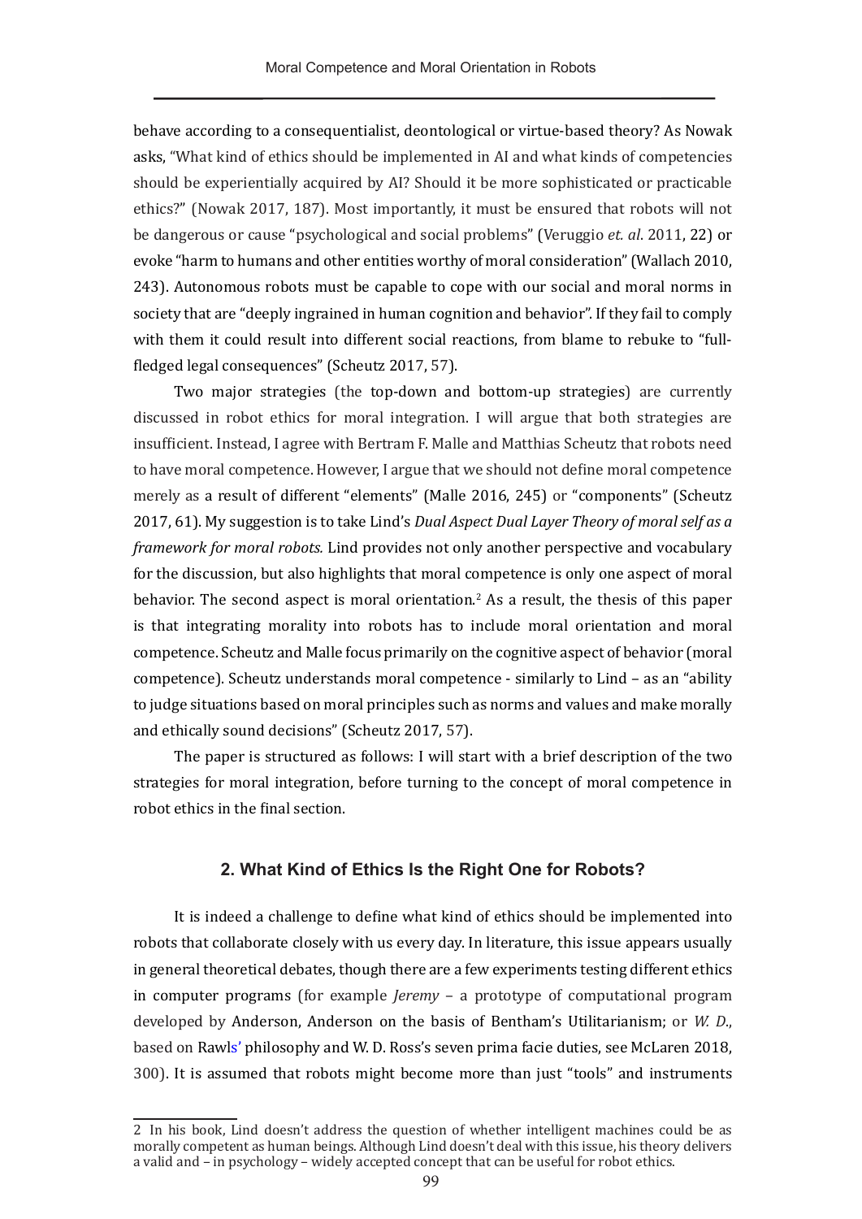behave according to a consequentialist, deontological or virtue-based theory? As Nowak asks, "What kind of ethics should be implemented in AI and what kinds of competencies should be experientially acquired by AI? Should it be more sophisticated or practicable ethics?" (Nowak 2017, 187). Most importantly, it must be ensured that robots will not be dangerous or cause "psychological and social problems" (Veruggio *et. al*. 2011, 22) or evoke "harm to humans and other entities worthy of moral consideration" (Wallach 2010, 243). Autonomous robots must be capable to cope with our social and moral norms in society that are "deeply ingrained in human cognition and behavior". If they fail to comply with them it could result into different social reactions, from blame to rebuke to "full-fledged legal consequences" (Scheutz 2017, 57).

Two major strategies (the top-down and bottom-up strategies) are currently discussed in robot ethics for moral integration. I will argue that both strategies are insufficient. Instead, I agree with Bertram F. Malle and Matthias Scheutz that robots need to have moral competence. However, I argue that we should not define moral competence merely as a result of different "elements" (Malle 2016, 245) or "components" (Scheutz 2017, 61). My suggestion is to take Lind's *Dual Aspect Dual Layer Theory of moral self as a framework for moral robots.* Lind provides not only another perspective and vocabulary for the discussion, but also highlights that moral competence is only one aspect of moral behavior. The second aspect is moral orientation.[2] As a result, the thesis of this paper is that integrating morality into robots has to include moral orientation and moral competence. Scheutz and Malle focus primarily on the cognitive aspect of behavior (moral competence). Scheutz understands moral competence - similarly to Lind – as an "ability to judge situations based on moral principles such as norms and values and make morally and ethically sound decisions" (Scheutz 2017, 57).

The paper is structured as follows: I will start with a brief description of the two strategies for moral integration, before turning to the concept of moral competence in robot ethics in the final section.

## 2. What Kind of Ethics Is the Right One for Robots?

It is indeed a challenge to define what kind of ethics should be implemented into robots that collaborate closely with us every day. In literature, this issue appears usually in general theoretical debates, though there are a few experiments testing different ethics in computer programs (for example *Jeremy* – a prototype of computational program developed by Anderson, Anderson on the basis of Bentham's Utilitarianism; or *W. D*., based on Rawls' philosophy and W. D. Ross's seven prima facie duties, see McLaren 2018, 300). It is assumed that robots might become more than just "tools" and instruments

2 In his book, Lind doesn't address the question of whether intelligent machines could be as morally competent as human beings. Although Lind doesn't deal with this issue, his theory delivers a valid and – in psychology – widely accepted concept that can be useful for robot ethics.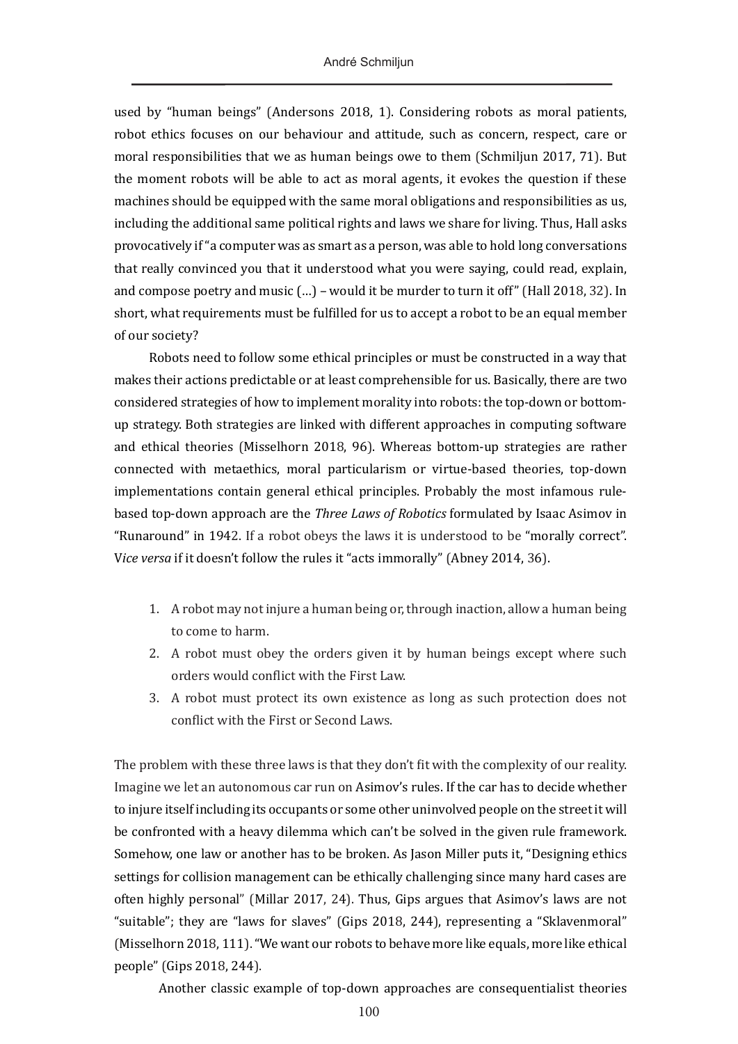used by "human beings" (Andersons 2018, 1). Considering robots as moral patients, robot ethics focuses on our behaviour and attitude, such as concern, respect, care or moral responsibilities that we as human beings owe to them (Schmiljun 2017, 71). But the moment robots will be able to act as moral agents, it evokes the question if these machines should be equipped with the same moral obligations and responsibilities as us, including the additional same political rights and laws we share for living. Thus, Hall asks provocatively if "a computer was as smart as a person, was able to hold long conversations that really convinced you that it understood what you were saying, could read, explain, and compose poetry and music (…) – would it be murder to turn it off" (Hall 2018, 32). In short, what requirements must be fulfilled for us to accept a robot to be an equal member of our society?

Robots need to follow some ethical principles or must be constructed in a way that makes their actions predictable or at least comprehensible for us. Basically, there are two considered strategies of how to implement morality into robots: the top-down or bottom-up strategy. Both strategies are linked with different approaches in computing software and ethical theories (Misselhorn 2018, 96). Whereas bottom-up strategies are rather connected with metaethics, moral particularism or virtue-based theories, top-down implementations contain general ethical principles. Probably the most infamous rule-based top-down approach are the *Three Laws of Robotics* formulated by Isaac Asimov in "Runaround" in 1942. If a robot obeys the laws it is understood to be "morally correct". V*ice versa* if it doesn't follow the rules it "acts immorally" (Abney 2014, 36).

1. A robot may not injure a human being or, through inaction, allow a human being to come to harm.
2. A robot must obey the orders given it by human beings except where such orders would conflict with the First Law.
3. A robot must protect its own existence as long as such protection does not conflict with the First or Second Laws.

The problem with these three laws is that they don't fit with the complexity of our reality. Imagine we let an autonomous car run on Asimov's rules. If the car has to decide whether to injure itself including its occupants or some other uninvolved people on the street it will be confronted with a heavy dilemma which can't be solved in the given rule framework. Somehow, one law or another has to be broken. As Jason Miller puts it, "Designing ethics settings for collision management can be ethically challenging since many hard cases are often highly personal" (Millar 2017, 24). Thus, Gips argues that Asimov's laws are not "suitable"; they are "laws for slaves" (Gips 2018, 244), representing a "Sklavenmoral" (Misselhorn 2018, 111). "We want our robots to behave more like equals, more like ethical people" (Gips 2018, 244).

Another classic example of top-down approaches are consequentialist theories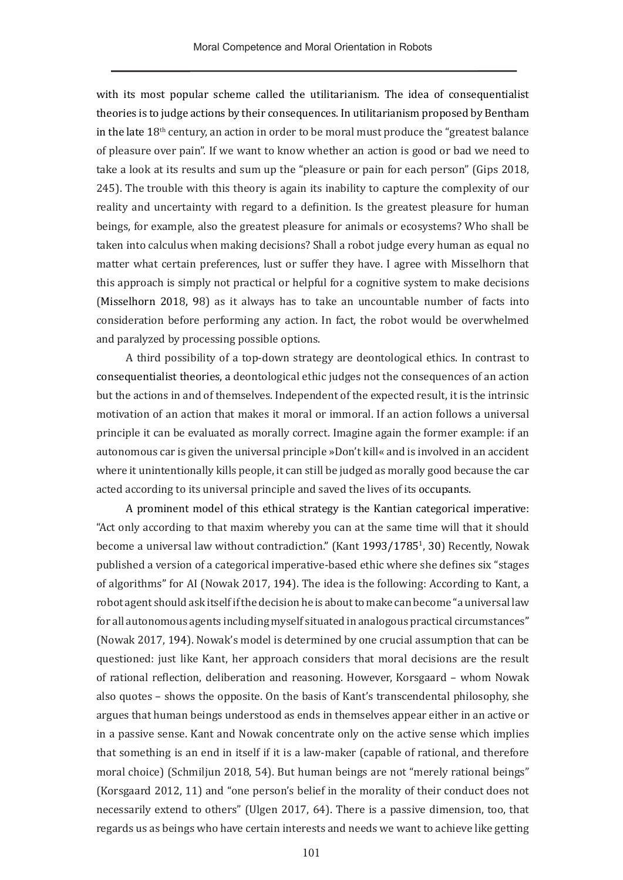with its most popular scheme called the utilitarianism. The idea of consequentialist theories is to judge actions by their consequences. In utilitarianism proposed by Bentham in the late 18th century, an action in order to be moral must produce the "greatest balance of pleasure over pain". If we want to know whether an action is good or bad we need to take a look at its results and sum up the "pleasure or pain for each person" (Gips 2018, 245). The trouble with this theory is again its inability to capture the complexity of our reality and uncertainty with regard to a definition. Is the greatest pleasure for human beings, for example, also the greatest pleasure for animals or ecosystems? Who shall be taken into calculus when making decisions? Shall a robot judge every human as equal no matter what certain preferences, lust or suffer they have. I agree with Misselhorn that this approach is simply not practical or helpful for a cognitive system to make decisions (Misselhorn 2018, 98) as it always has to take an uncountable number of facts into consideration before performing any action. In fact, the robot would be overwhelmed and paralyzed by processing possible options.

A third possibility of a top-down strategy are deontological ethics. In contrast to consequentialist theories, a deontological ethic judges not the consequences of an action but the actions in and of themselves. Independent of the expected result, it is the intrinsic motivation of an action that makes it moral or immoral. If an action follows a universal principle it can be evaluated as morally correct. Imagine again the former example: if an autonomous car is given the universal principle »Don't kill« and is involved in an accident where it unintentionally kills people, it can still be judged as morally good because the car acted according to its universal principle and saved the lives of its occupants.

A prominent model of this ethical strategy is the Kantian categorical imperative: "Act only according to that maxim whereby you can at the same time will that it should become a universal law without contradiction." (Kant 1993/1785[1], 30) Recently, Nowak published a version of a categorical imperative-based ethic where she defines six "stages of algorithms" for AI (Nowak 2017, 194). The idea is the following: According to Kant, a robot agent should ask itself if the decision he is about to make can become "a universal law for all autonomous agents including myself situated in analogous practical circumstances" (Nowak 2017, 194). Nowak's model is determined by one crucial assumption that can be questioned: just like Kant, her approach considers that moral decisions are the result of rational reflection, deliberation and reasoning. However, Korsgaard – whom Nowak also quotes – shows the opposite. On the basis of Kant's transcendental philosophy, she argues that human beings understood as ends in themselves appear either in an active or in a passive sense. Kant and Nowak concentrate only on the active sense which implies that something is an end in itself if it is a law-maker (capable of rational, and therefore moral choice) (Schmiljun 2018, 54). But human beings are not "merely rational beings" (Korsgaard 2012, 11) and "one person's belief in the morality of their conduct does not necessarily extend to others" (Ulgen 2017, 64). There is a passive dimension, too, that regards us as beings who have certain interests and needs we want to achieve like getting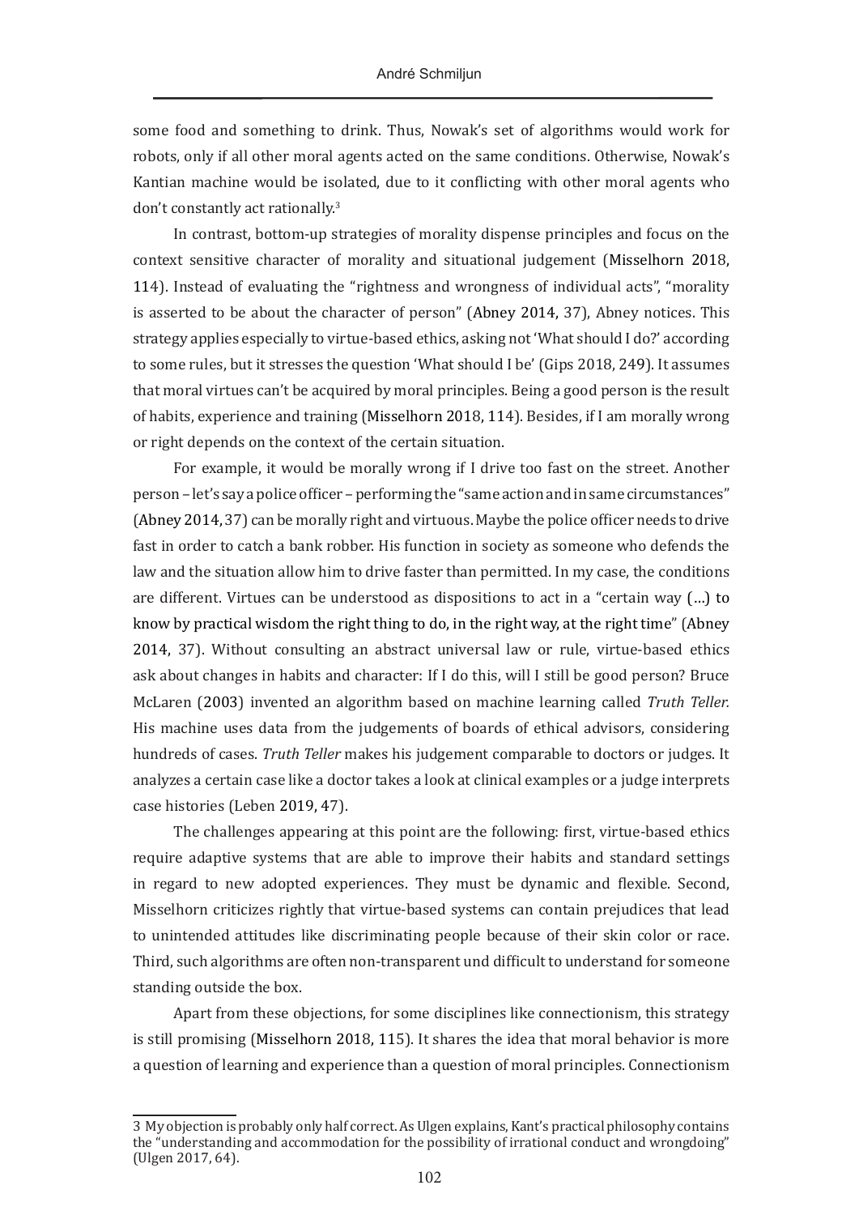some food and something to drink. Thus, Nowak's set of algorithms would work for robots, only if all other moral agents acted on the same conditions. Otherwise, Nowak's Kantian machine would be isolated, due to it conflicting with other moral agents who don't constantly act rationally.[3]

In contrast, bottom-up strategies of morality dispense principles and focus on the context sensitive character of morality and situational judgement (Misselhorn 2018, 114). Instead of evaluating the "rightness and wrongness of individual acts", "morality is asserted to be about the character of person" (Abney 2014, 37), Abney notices. This strategy applies especially to virtue-based ethics, asking not 'What should I do?' according to some rules, but it stresses the question 'What should I be' (Gips 2018, 249). It assumes that moral virtues can't be acquired by moral principles. Being a good person is the result of habits, experience and training (Misselhorn 2018, 114). Besides, if I am morally wrong or right depends on the context of the certain situation.

For example, it would be morally wrong if I drive too fast on the street. Another person – let's say a police officer – performing the "same action and in same circumstances" (Abney 2014, 37) can be morally right and virtuous. Maybe the police officer needs to drive fast in order to catch a bank robber. His function in society as someone who defends the law and the situation allow him to drive faster than permitted. In my case, the conditions are different. Virtues can be understood as dispositions to act in a "certain way (…) to know by practical wisdom the right thing to do, in the right way, at the right time" (Abney 2014, 37). Without consulting an abstract universal law or rule, virtue-based ethics ask about changes in habits and character: If I do this, will I still be good person? Bruce McLaren (2003) invented an algorithm based on machine learning called *Truth Teller.* His machine uses data from the judgements of boards of ethical advisors, considering hundreds of cases. *Truth Teller* makes his judgement comparable to doctors or judges. It analyzes a certain case like a doctor takes a look at clinical examples or a judge interprets case histories (Leben 2019, 47).

The challenges appearing at this point are the following: first, virtue-based ethics require adaptive systems that are able to improve their habits and standard settings in regard to new adopted experiences. They must be dynamic and flexible. Second, Misselhorn criticizes rightly that virtue-based systems can contain prejudices that lead to unintended attitudes like discriminating people because of their skin color or race. Third, such algorithms are often non-transparent und difficult to understand for someone standing outside the box.

Apart from these objections, for some disciplines like connectionism, this strategy is still promising (Misselhorn 2018, 115). It shares the idea that moral behavior is more a question of learning and experience than a question of moral principles. Connectionism

---

3 My objection is probably only half correct. As Ulgen explains, Kant's practical philosophy contains the "understanding and accommodation for the possibility of irrational conduct and wrongdoing" (Ulgen 2017, 64).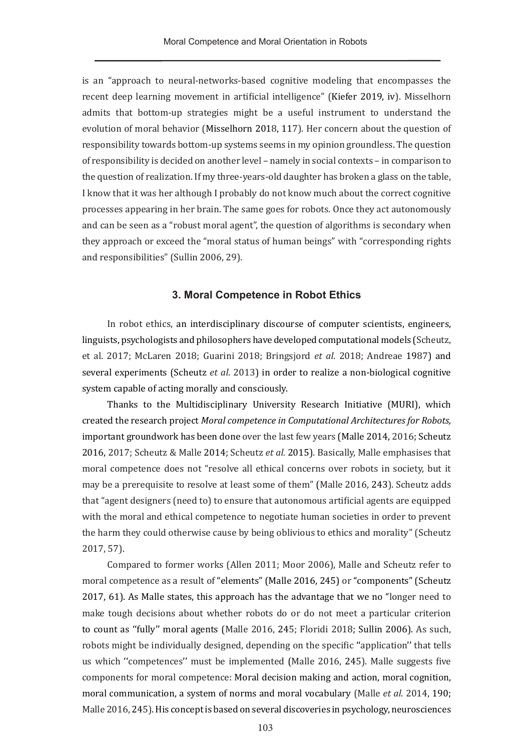is an "approach to neural-networks-based cognitive modeling that encompasses the recent deep learning movement in artificial intelligence" (Kiefer 2019, iv). Misselhorn admits that bottom-up strategies might be a useful instrument to understand the evolution of moral behavior (Misselhorn 2018, 117). Her concern about the question of responsibility towards bottom-up systems seems in my opinion groundless. The question of responsibility is decided on another level – namely in social contexts – in comparison to the question of realization. If my three-years-old daughter has broken a glass on the table, I know that it was her although I probably do not know much about the correct cognitive processes appearing in her brain. The same goes for robots. Once they act autonomously and can be seen as a "robust moral agent", the question of algorithms is secondary when they approach or exceed the "moral status of human beings" with "corresponding rights and responsibilities" (Sullin 2006, 29).

## 3. Moral Competence in Robot Ethics

In robot ethics, an interdisciplinary discourse of computer scientists, engineers, linguists, psychologists and philosophers have developed computational models (Scheutz, et al. 2017; McLaren 2018; Guarini 2018; Bringsjord *et al*. 2018; Andreae 1987) and several experiments (Scheutz *et al*. 2013) in order to realize a non-biological cognitive system capable of acting morally and consciously.

Thanks to the Multidisciplinary University Research Initiative (MURI), which created the research project *Moral competence in Computational Architectures for Robots,* important groundwork has been done over the last few years (Malle 2014, 2016; Scheutz 2016, 2017; Scheutz & Malle 2014; Scheutz *et al.* 2015). Basically, Malle emphasises that moral competence does not "resolve all ethical concerns over robots in society, but it may be a prerequisite to resolve at least some of them" (Malle 2016, 243). Scheutz adds that "agent designers (need to) to ensure that autonomous artificial agents are equipped with the moral and ethical competence to negotiate human societies in order to prevent the harm they could otherwise cause by being oblivious to ethics and morality" (Scheutz 2017, 57).

Compared to former works (Allen 2011; Moor 2006), Malle and Scheutz refer to moral competence as a result of "elements" (Malle 2016, 245) or "components" (Scheutz 2017, 61). As Malle states, this approach has the advantage that we no "longer need to make tough decisions about whether robots do or do not meet a particular criterion to count as ''fully'' moral agents (Malle 2016, 245; Floridi 2018; Sullin 2006). As such, robots might be individually designed, depending on the specific ''application'' that tells us which ''competences'' must be implemented (Malle 2016, 245). Malle suggests five components for moral competence: Moral decision making and action, moral cognition, moral communication, a system of norms and moral vocabulary (Malle *et al*. 2014, 190; Malle 2016, 245). His concept is based on several discoveries in psychology, neurosciences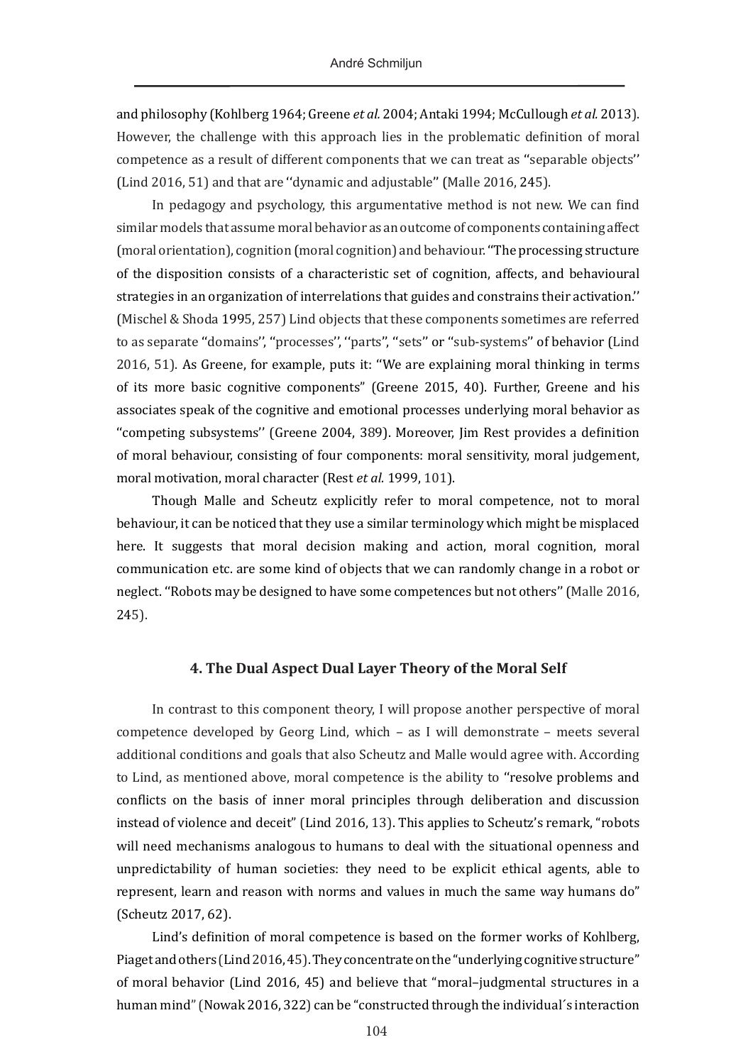and philosophy (Kohlberg 1964; Greene *et al.* 2004; Antaki 1994; McCullough *et al.* 2013). However, the challenge with this approach lies in the problematic definition of moral competence as a result of different components that we can treat as ''separable objects'' (Lind 2016, 51) and that are ''dynamic and adjustable'' (Malle 2016, 245).

In pedagogy and psychology, this argumentative method is not new. We can find similar models that assume moral behavior as an outcome of components containing affect (moral orientation), cognition (moral cognition) and behaviour. ''The processing structure of the disposition consists of a characteristic set of cognition, affects, and behavioural strategies in an organization of interrelations that guides and constrains their activation.'' (Mischel & Shoda 1995, 257) Lind objects that these components sometimes are referred to as separate ''domains'', ''processes'', ''parts'', ''sets'' or ''sub-systems'' of behavior (Lind 2016, 51). As Greene, for example, puts it: ''We are explaining moral thinking in terms of its more basic cognitive components'' (Greene 2015, 40). Further, Greene and his associates speak of the cognitive and emotional processes underlying moral behavior as ''competing subsystems'' (Greene 2004, 389). Moreover, Jim Rest provides a definition of moral behaviour, consisting of four components: moral sensitivity, moral judgement, moral motivation, moral character (Rest *et al.* 1999, 101).

Though Malle and Scheutz explicitly refer to moral competence, not to moral behaviour, it can be noticed that they use a similar terminology which might be misplaced here. It suggests that moral decision making and action, moral cognition, moral communication etc. are some kind of objects that we can randomly change in a robot or neglect. ''Robots may be designed to have some competences but not others'' (Malle 2016, 245).

## 4. The Dual Aspect Dual Layer Theory of the Moral Self

In contrast to this component theory, I will propose another perspective of moral competence developed by Georg Lind, which – as I will demonstrate – meets several additional conditions and goals that also Scheutz and Malle would agree with. According to Lind, as mentioned above, moral competence is the ability to ''resolve problems and conflicts on the basis of inner moral principles through deliberation and discussion instead of violence and deceit'' (Lind 2016, 13). This applies to Scheutz's remark, "robots will need mechanisms analogous to humans to deal with the situational openness and unpredictability of human societies: they need to be explicit ethical agents, able to represent, learn and reason with norms and values in much the same way humans do" (Scheutz 2017, 62).

Lind's definition of moral competence is based on the former works of Kohlberg, Piaget and others (Lind 2016, 45). They concentrate on the "underlying cognitive structure" of moral behavior (Lind 2016, 45) and believe that "moral–judgmental structures in a human mind" (Nowak 2016, 322) can be "constructed through the individual´s interaction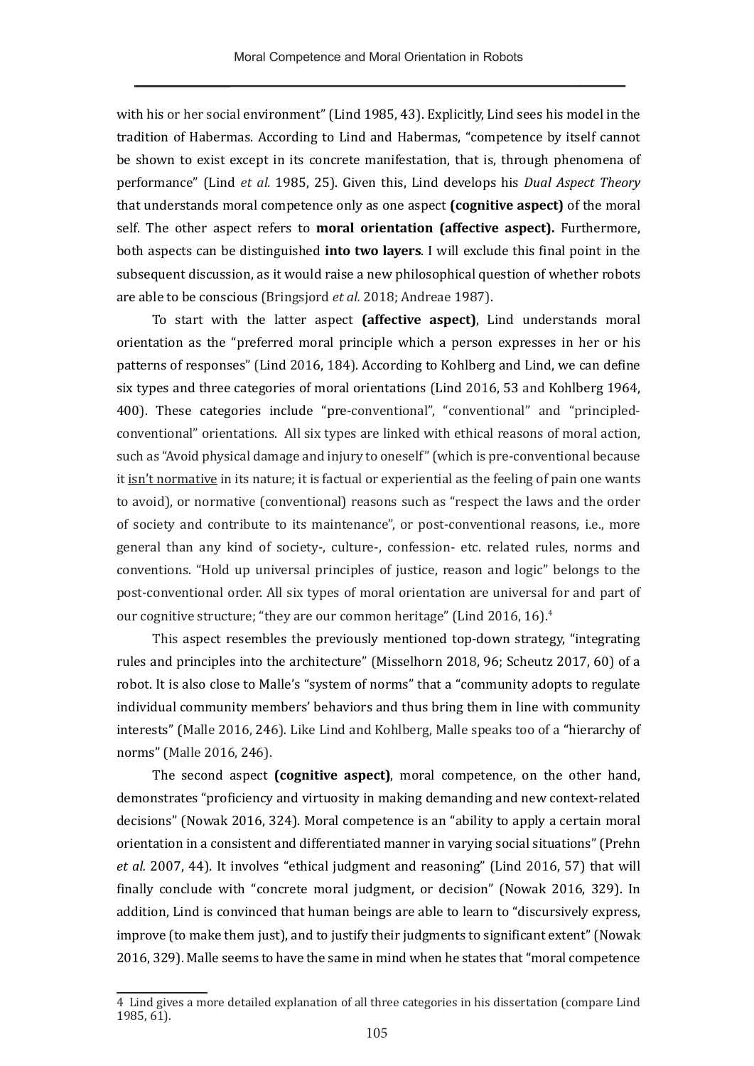with his or her social environment" (Lind 1985, 43). Explicitly, Lind sees his model in the tradition of Habermas. According to Lind and Habermas, "competence by itself cannot be shown to exist except in its concrete manifestation, that is, through phenomena of performance" (Lind *et al.* 1985, 25). Given this, Lind develops his *Dual Aspect Theory* that understands moral competence only as one aspect **(cognitive aspect)** of the moral self. The other aspect refers to **moral orientation (affective aspect).** Furthermore, both aspects can be distinguished **into two layers**. I will exclude this final point in the subsequent discussion, as it would raise a new philosophical question of whether robots are able to be conscious (Bringsjord *et al.* 2018; Andreae 1987).

To start with the latter aspect **(affective aspect)**, Lind understands moral orientation as the "preferred moral principle which a person expresses in her or his patterns of responses" (Lind 2016, 184). According to Kohlberg and Lind, we can define six types and three categories of moral orientations (Lind 2016, 53 and Kohlberg 1964, 400). These categories include "pre-conventional", "conventional" and "principled-conventional" orientations. All six types are linked with ethical reasons of moral action, such as "Avoid physical damage and injury to oneself" (which is pre-conventional because it <u>isn't normative</u> in its nature; it is factual or experiential as the feeling of pain one wants to avoid), or normative (conventional) reasons such as "respect the laws and the order of society and contribute to its maintenance", or post-conventional reasons, i.e., more general than any kind of society-, culture-, confession- etc. related rules, norms and conventions. "Hold up universal principles of justice, reason and logic" belongs to the post-conventional order. All six types of moral orientation are universal for and part of our cognitive structure; "they are our common heritage" (Lind 2016, 16).[4]

This aspect resembles the previously mentioned top-down strategy, "integrating rules and principles into the architecture" (Misselhorn 2018, 96; Scheutz 2017, 60) of a robot. It is also close to Malle's "system of norms" that a "community adopts to regulate individual community members' behaviors and thus bring them in line with community interests" (Malle 2016, 246). Like Lind and Kohlberg, Malle speaks too of a "hierarchy of norms" (Malle 2016, 246).

The second aspect **(cognitive aspect)**, moral competence, on the other hand, demonstrates "proficiency and virtuosity in making demanding and new context-related decisions" (Nowak 2016, 324). Moral competence is an "ability to apply a certain moral orientation in a consistent and differentiated manner in varying social situations" (Prehn *et al.* 2007, 44). It involves "ethical judgment and reasoning" (Lind 2016, 57) that will finally conclude with "concrete moral judgment, or decision" (Nowak 2016, 329). In addition, Lind is convinced that human beings are able to learn to "discursively express, improve (to make them just), and to justify their judgments to significant extent" (Nowak 2016, 329). Malle seems to have the same in mind when he states that "moral competence

4 Lind gives a more detailed explanation of all three categories in his dissertation (compare Lind 1985, 61).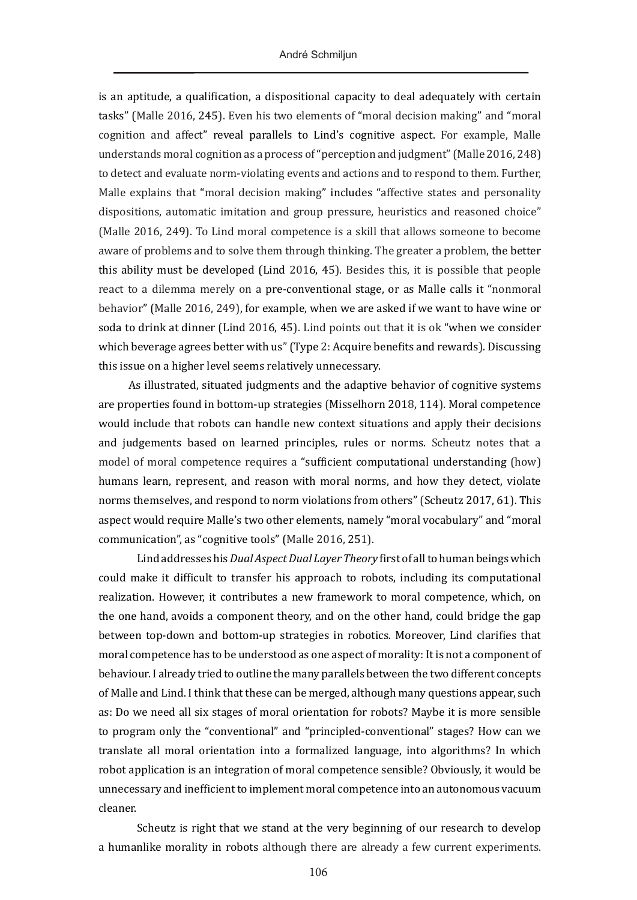is an aptitude, a qualification, a dispositional capacity to deal adequately with certain tasks" (Malle 2016, 245). Even his two elements of "moral decision making" and "moral cognition and affect" reveal parallels to Lind's cognitive aspect. For example, Malle understands moral cognition as a process of "perception and judgment" (Malle 2016, 248) to detect and evaluate norm-violating events and actions and to respond to them. Further, Malle explains that "moral decision making" includes "affective states and personality dispositions, automatic imitation and group pressure, heuristics and reasoned choice" (Malle 2016, 249). To Lind moral competence is a skill that allows someone to become aware of problems and to solve them through thinking. The greater a problem, the better this ability must be developed (Lind 2016, 45). Besides this, it is possible that people react to a dilemma merely on a pre-conventional stage, or as Malle calls it "nonmoral behavior" (Malle 2016, 249), for example, when we are asked if we want to have wine or soda to drink at dinner (Lind 2016, 45). Lind points out that it is ok "when we consider which beverage agrees better with us" (Type 2: Acquire benefits and rewards). Discussing this issue on a higher level seems relatively unnecessary.

As illustrated, situated judgments and the adaptive behavior of cognitive systems are properties found in bottom-up strategies (Misselhorn 2018, 114). Moral competence would include that robots can handle new context situations and apply their decisions and judgements based on learned principles, rules or norms. Scheutz notes that a model of moral competence requires a "sufficient computational understanding (how) humans learn, represent, and reason with moral norms, and how they detect, violate norms themselves, and respond to norm violations from others" (Scheutz 2017, 61). This aspect would require Malle's two other elements, namely "moral vocabulary" and "moral communication", as "cognitive tools" (Malle 2016, 251).

Lind addresses his *Dual Aspect Dual Layer Theory* first of all to human beings which could make it difficult to transfer his approach to robots, including its computational realization. However, it contributes a new framework to moral competence, which, on the one hand, avoids a component theory, and on the other hand, could bridge the gap between top-down and bottom-up strategies in robotics. Moreover, Lind clarifies that moral competence has to be understood as one aspect of morality: It is not a component of behaviour. I already tried to outline the many parallels between the two different concepts of Malle and Lind. I think that these can be merged, although many questions appear, such as: Do we need all six stages of moral orientation for robots? Maybe it is more sensible to program only the "conventional" and "principled-conventional" stages? How can we translate all moral orientation into a formalized language, into algorithms? In which robot application is an integration of moral competence sensible? Obviously, it would be unnecessary and inefficient to implement moral competence into an autonomous vacuum cleaner.

Scheutz is right that we stand at the very beginning of our research to develop a humanlike morality in robots although there are already a few current experiments.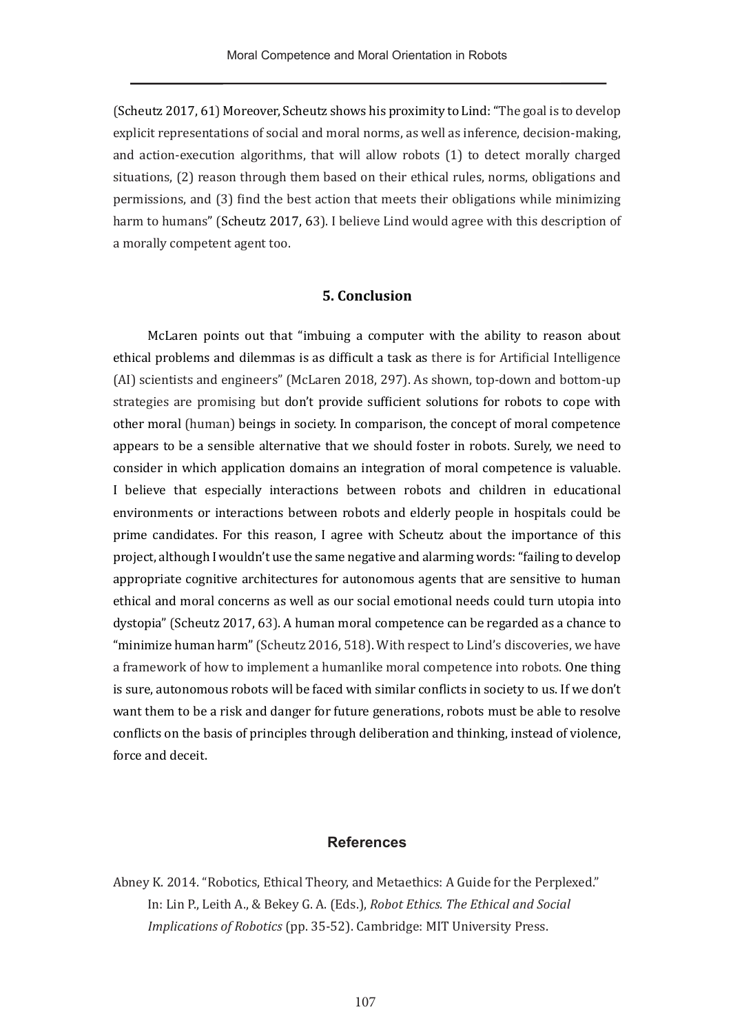(Scheutz 2017, 61) Moreover, Scheutz shows his proximity to Lind: "The goal is to develop explicit representations of social and moral norms, as well as inference, decision-making, and action-execution algorithms, that will allow robots (1) to detect morally charged situations, (2) reason through them based on their ethical rules, norms, obligations and permissions, and (3) find the best action that meets their obligations while minimizing harm to humans" (Scheutz 2017, 63). I believe Lind would agree with this description of a morally competent agent too.

## 5. Conclusion

McLaren points out that "imbuing a computer with the ability to reason about ethical problems and dilemmas is as difficult a task as there is for Artificial Intelligence (AI) scientists and engineers" (McLaren 2018, 297). As shown, top-down and bottom-up strategies are promising but don't provide sufficient solutions for robots to cope with other moral (human) beings in society. In comparison, the concept of moral competence appears to be a sensible alternative that we should foster in robots. Surely, we need to consider in which application domains an integration of moral competence is valuable. I believe that especially interactions between robots and children in educational environments or interactions between robots and elderly people in hospitals could be prime candidates. For this reason, I agree with Scheutz about the importance of this project, although I wouldn't use the same negative and alarming words: "failing to develop appropriate cognitive architectures for autonomous agents that are sensitive to human ethical and moral concerns as well as our social emotional needs could turn utopia into dystopia" (Scheutz 2017, 63). A human moral competence can be regarded as a chance to "minimize human harm" (Scheutz 2016, 518). With respect to Lind's discoveries, we have a framework of how to implement a humanlike moral competence into robots. One thing is sure, autonomous robots will be faced with similar conflicts in society to us. If we don't want them to be a risk and danger for future generations, robots must be able to resolve conflicts on the basis of principles through deliberation and thinking, instead of violence, force and deceit.

## References

Abney K. 2014. "Robotics, Ethical Theory, and Metaethics: A Guide for the Perplexed." In: Lin P., Leith A., & Bekey G. A. (Eds.), *Robot Ethics. The Ethical and Social Implications of Robotics* (pp. 35-52). Cambridge: MIT University Press.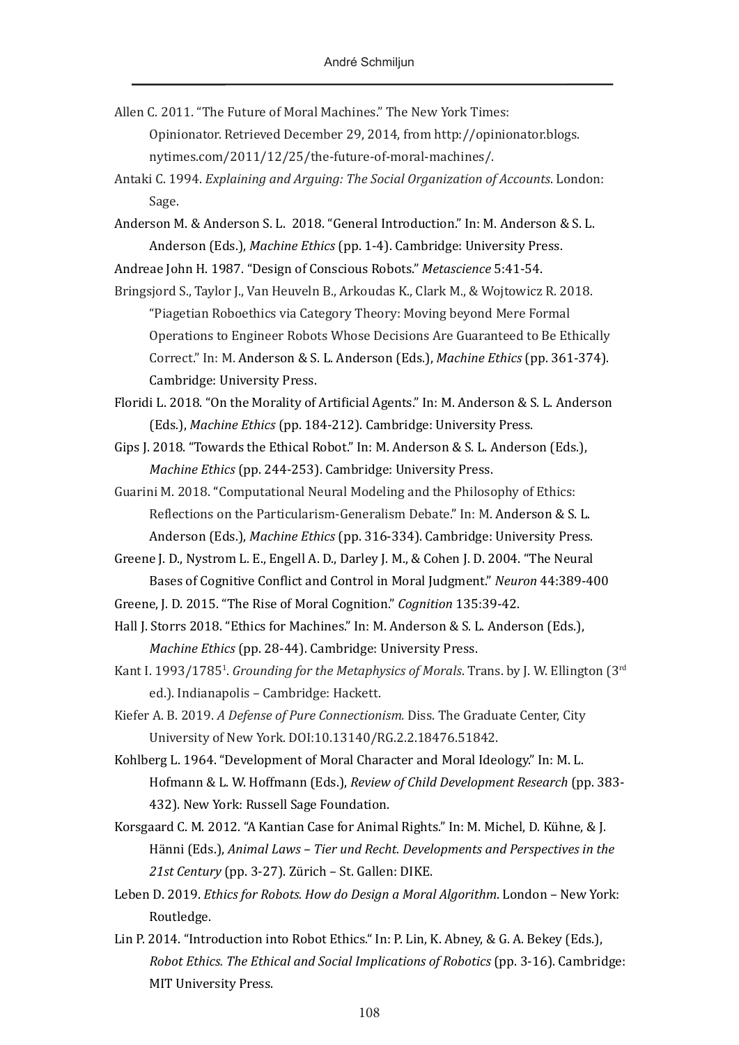Allen C. 2011. "The Future of Moral Machines." The New York Times: Opinionator. Retrieved December 29, 2014, from http://opinionator.blogs.nytimes.com/2011/12/25/the-future-of-moral-machines/.

Antaki C. 1994. *Explaining and Arguing: The Social Organization of Accounts*. London: Sage.

Anderson M. & Anderson S. L. 2018. "General Introduction." In: M. Anderson & S. L. Anderson (Eds.), *Machine Ethics* (pp. 1-4). Cambridge: University Press.

Andreae John H. 1987. "Design of Conscious Robots." *Metascience* 5:41-54.

Bringsjord S., Taylor J., Van Heuveln B., Arkoudas K., Clark M., & Wojtowicz R. 2018. "Piagetian Roboethics via Category Theory: Moving beyond Mere Formal Operations to Engineer Robots Whose Decisions Are Guaranteed to Be Ethically Correct." In: M. Anderson & S. L. Anderson (Eds.), *Machine Ethics* (pp. 361-374). Cambridge: University Press.

Floridi L. 2018. "On the Morality of Artificial Agents." In: M. Anderson & S. L. Anderson (Eds.), *Machine Ethics* (pp. 184-212). Cambridge: University Press.

Gips J. 2018. "Towards the Ethical Robot." In: M. Anderson & S. L. Anderson (Eds.), *Machine Ethics* (pp. 244-253). Cambridge: University Press.

Guarini M. 2018. "Computational Neural Modeling and the Philosophy of Ethics: Reflections on the Particularism-Generalism Debate." In: M. Anderson & S. L. Anderson (Eds.), *Machine Ethics* (pp. 316-334). Cambridge: University Press.

Greene J. D., Nystrom L. E., Engell A. D., Darley J. M., & Cohen J. D. 2004. "The Neural Bases of Cognitive Conflict and Control in Moral Judgment." *Neuron* 44:389-400

Greene, J. D. 2015. "The Rise of Moral Cognition." *Cognition* 135:39-42.

Hall J. Storrs 2018. "Ethics for Machines." In: M. Anderson & S. L. Anderson (Eds.), *Machine Ethics* (pp. 28-44). Cambridge: University Press.

Kant I. 1993/1785[1]. *Grounding for the Metaphysics of Morals*. Trans. by J. W. Ellington (3rd ed.). Indianapolis – Cambridge: Hackett.

Kiefer A. B. 2019. *A Defense of Pure Connectionism.* Diss. The Graduate Center, City University of New York. DOI:10.13140/RG.2.2.18476.51842.

Kohlberg L. 1964. "Development of Moral Character and Moral Ideology." In: M. L. Hofmann & L. W. Hoffmann (Eds.), *Review of Child Development Research* (pp. 383-432). New York: Russell Sage Foundation.

Korsgaard C. M. 2012. "A Kantian Case for Animal Rights." In: M. Michel, D. Kühne, & J. Hänni (Eds.), *Animal Laws – Tier und Recht. Developments and Perspectives in the 21st Century* (pp. 3-27). Zürich – St. Gallen: DIKE.

Leben D. 2019. *Ethics for Robots. How do Design a Moral Algorithm*. London – New York: Routledge.

Lin P. 2014. "Introduction into Robot Ethics." In: P. Lin, K. Abney, & G. A. Bekey (Eds.), *Robot Ethics. The Ethical and Social Implications of Robotics* (pp. 3-16). Cambridge: MIT University Press.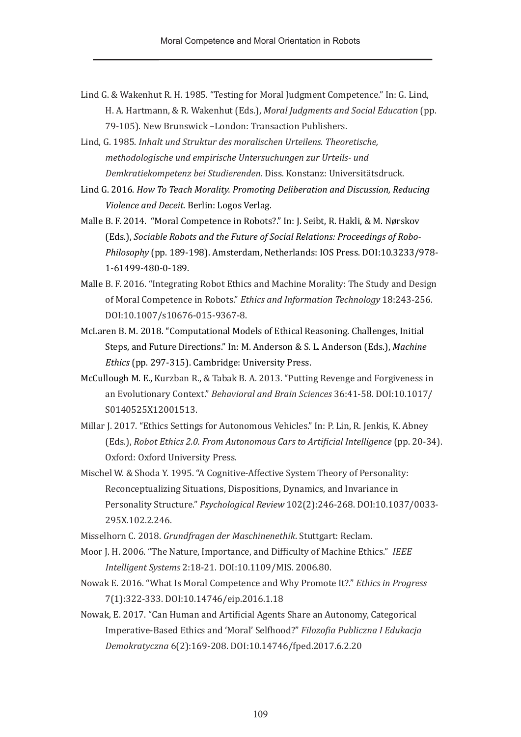Lind G. & Wakenhut R. H. 1985. "Testing for Moral Judgment Competence." In: G. Lind, H. A. Hartmann, & R. Wakenhut (Eds.), *Moral Judgments and Social Education* (pp. 79-105). New Brunswick –London: Transaction Publishers.

Lind, G. 1985. *Inhalt und Struktur des moralischen Urteilens. Theoretische, methodologische und empirische Untersuchungen zur Urteils- und Demkratiekompetenz bei Studierenden.* Diss. Konstanz: Universitätsdruck.

Lind G. 2016. *How To Teach Morality. Promoting Deliberation and Discussion, Reducing Violence and Deceit*. Berlin: Logos Verlag.

Malle B. F. 2014. "Moral Competence in Robots?." In: J. Seibt, R. Hakli, & M. Nørskov (Eds.), *Sociable Robots and the Future of Social Relations: Proceedings of Robo-Philosophy* (pp. 189-198). Amsterdam, Netherlands: IOS Press. DOI:10.3233/978-1-61499-480-0-189.

Malle B. F. 2016. "Integrating Robot Ethics and Machine Morality: The Study and Design of Moral Competence in Robots." *Ethics and Information Technology* 18:243-256. DOI:10.1007/s10676-015-9367-8.

McLaren B. M. 2018. "Computational Models of Ethical Reasoning. Challenges, Initial Steps, and Future Directions." In: M. Anderson & S. L. Anderson (Eds.), *Machine Ethics* (pp. 297-315). Cambridge: University Press.

McCullough M. E., Kurzban R., & Tabak B. A. 2013. "Putting Revenge and Forgiveness in an Evolutionary Context." *Behavioral and Brain Sciences* 36:41-58. DOI:10.1017/S0140525X12001513.

Millar J. 2017. "Ethics Settings for Autonomous Vehicles." In: P. Lin, R. Jenkis, K. Abney (Eds.), *Robot Ethics 2.0. From Autonomous Cars to Artificial Intelligence* (pp. 20-34). Oxford: Oxford University Press.

Mischel W. & Shoda Y. 1995. "A Cognitive-Affective System Theory of Personality: Reconceptualizing Situations, Dispositions, Dynamics, and Invariance in Personality Structure." *Psychological Review* 102(2):246-268. DOI:10.1037/0033-295X.102.2.246.

Misselhorn C. 2018. *Grundfragen der Maschinenethik*. Stuttgart: Reclam.

Moor J. H. 2006. "The Nature, Importance, and Difficulty of Machine Ethics." *IEEE Intelligent Systems* 2:18-21. DOI:10.1109/MIS. 2006.80.

Nowak E. 2016. "What Is Moral Competence and Why Promote It?." *Ethics in Progress* 7(1):322-333. DOI:10.14746/eip.2016.1.18

Nowak, E. 2017. "Can Human and Artificial Agents Share an Autonomy, Categorical Imperative-Based Ethics and 'Moral' Selfhood?" *Filozofia Publiczna I Edukacja Demokratyczna* 6(2):169-208. DOI:10.14746/fped.2017.6.2.20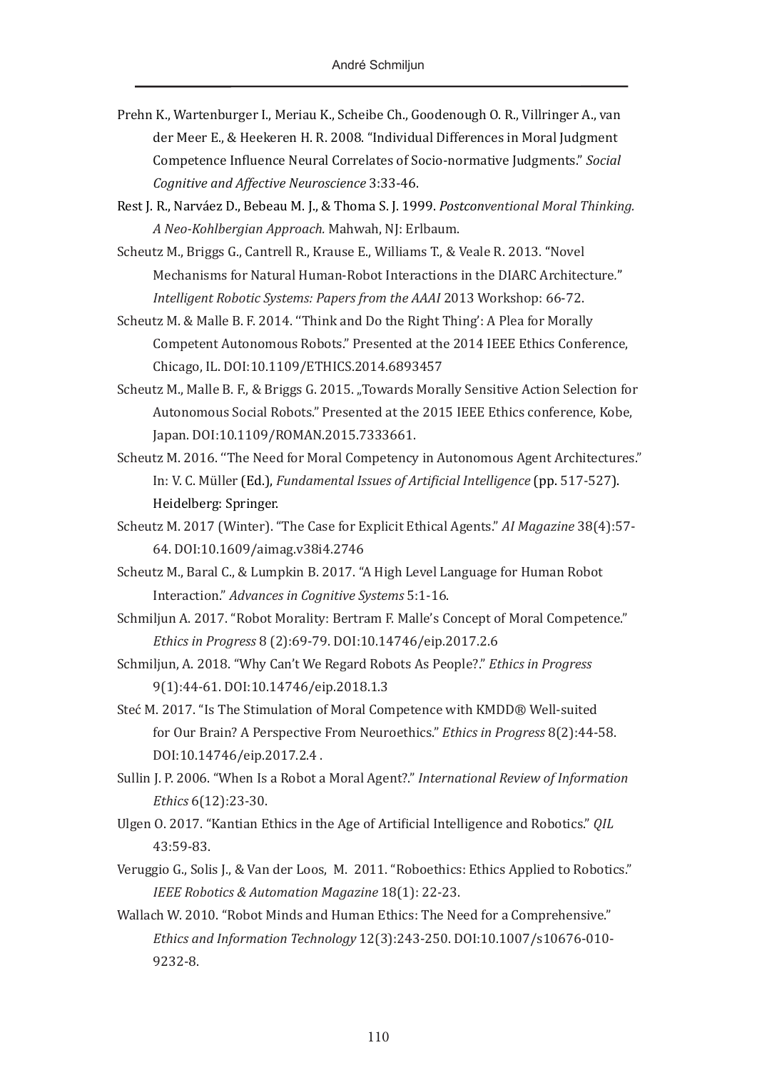Prehn K., Wartenburger I., Meriau K., Scheibe Ch., Goodenough O. R., Villringer A., van der Meer E., & Heekeren H. R. 2008. "Individual Differences in Moral Judgment Competence Influence Neural Correlates of Socio-normative Judgments." *Social Cognitive and Affective Neuroscience* 3:33-46.

Rest J. R., Narváez D., Bebeau M. J., & Thoma S. J. 1999. *Postconventional Moral Thinking. A Neo-Kohlbergian Approach.* Mahwah, NJ: Erlbaum.

Scheutz M., Briggs G., Cantrell R., Krause E., Williams T., & Veale R. 2013. "Novel Mechanisms for Natural Human-Robot Interactions in the DIARC Architecture." *Intelligent Robotic Systems: Papers from the AAAI* 2013 Workshop: 66-72.

Scheutz M. & Malle B. F. 2014. "'Think and Do the Right Thing': A Plea for Morally Competent Autonomous Robots." Presented at the 2014 IEEE Ethics Conference, Chicago, IL. DOI:10.1109/ETHICS.2014.6893457

Scheutz M., Malle B. F., & Briggs G. 2015. „Towards Morally Sensitive Action Selection for Autonomous Social Robots." Presented at the 2015 IEEE Ethics conference, Kobe, Japan. DOI:10.1109/ROMAN.2015.7333661.

Scheutz M. 2016. "'The Need for Moral Competency in Autonomous Agent Architectures." In: V. C. Müller (Ed.), *Fundamental Issues of Artificial Intelligence* (pp. 517-527). Heidelberg: Springer.

Scheutz M. 2017 (Winter). "The Case for Explicit Ethical Agents." *AI Magazine* 38(4):57-64. DOI:10.1609/aimag.v38i4.2746

Scheutz M., Baral C., & Lumpkin B. 2017. "A High Level Language for Human Robot Interaction." *Advances in Cognitive Systems* 5:1-16.

Schmiljun A. 2017. "Robot Morality: Bertram F. Malle's Concept of Moral Competence." *Ethics in Progress* 8 (2):69-79. DOI:10.14746/eip.2017.2.6

Schmiljun, A. 2018. "Why Can't We Regard Robots As People?." *Ethics in Progress* 9(1):44-61. DOI:10.14746/eip.2018.1.3

Steć M. 2017. "Is The Stimulation of Moral Competence with KMDD® Well-suited for Our Brain? A Perspective From Neuroethics." *Ethics in Progress* 8(2):44-58. DOI:10.14746/eip.2017.2.4 .

Sullin J. P. 2006. "When Is a Robot a Moral Agent?." *International Review of Information Ethics* 6(12):23-30.

Ulgen O. 2017. "Kantian Ethics in the Age of Artificial Intelligence and Robotics." *QIL* 43:59-83.

Veruggio G., Solis J., & Van der Loos, M. 2011. "Roboethics: Ethics Applied to Robotics." *IEEE Robotics & Automation Magazine* 18(1): 22-23.

Wallach W. 2010. "Robot Minds and Human Ethics: The Need for a Comprehensive." *Ethics and Information Technology* 12(3):243-250. DOI:10.1007/s10676-010-9232-8.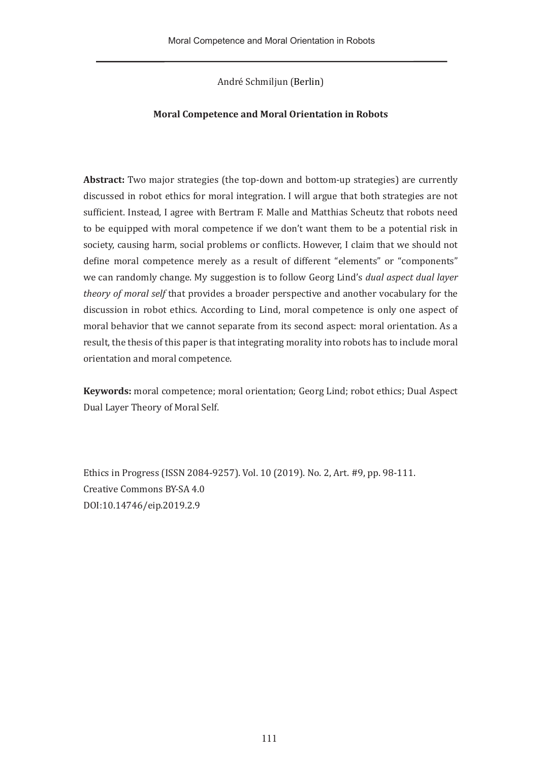André Schmiljun (Berlin)

**Moral Competence and Moral Orientation in Robots**

**Abstract:** Two major strategies (the top-down and bottom-up strategies) are currently discussed in robot ethics for moral integration. I will argue that both strategies are not sufficient. Instead, I agree with Bertram F. Malle and Matthias Scheutz that robots need to be equipped with moral competence if we don't want them to be a potential risk in society, causing harm, social problems or conflicts. However, I claim that we should not define moral competence merely as a result of different "elements" or "components" we can randomly change. My suggestion is to follow Georg Lind's *dual aspect dual layer theory of moral self* that provides a broader perspective and another vocabulary for the discussion in robot ethics. According to Lind, moral competence is only one aspect of moral behavior that we cannot separate from its second aspect: moral orientation. As a result, the thesis of this paper is that integrating morality into robots has to include moral orientation and moral competence.

**Keywords:** moral competence; moral orientation; Georg Lind; robot ethics; Dual Aspect Dual Layer Theory of Moral Self.

Ethics in Progress (ISSN 2084-9257). Vol. 10 (2019). No. 2, Art. #9, pp. 98-111.
Creative Commons BY-SA 4.0
DOI:10.14746/eip.2019.2.9